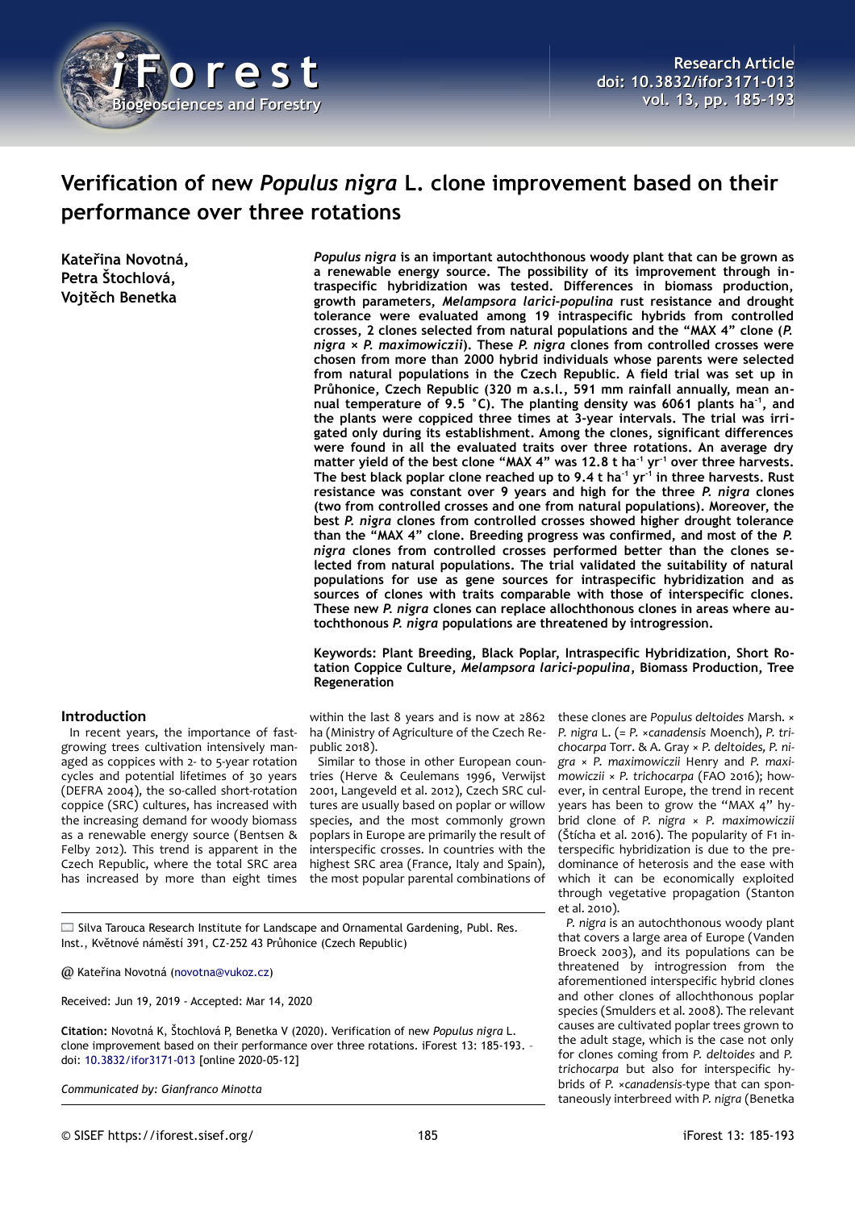# Verification of new *Populus nigra* L. clone improvement based on their performance over three rotations

**Kateřina Novotná, Petra Štochlová, Vojtěch Benetka**

***Populus nigra*** **is an important autochthonous woody plant that can be grown as a renewable energy source. The possibility of its improvement through intraspecific hybridization was tested. Differences in biomass production, growth parameters,** ***Melampsora larici-populina*** **rust resistance and drought tolerance were evaluated among 19 intraspecific hybrids from controlled crosses, 2 clones selected from natural populations and the "MAX 4" clone (*****P. nigra*** **×** ***P. maximowiczii*****). These** ***P. nigra*** **clones from controlled crosses were chosen from more than 2000 hybrid individuals whose parents were selected from natural populations in the Czech Republic. A field trial was set up in Průhonice, Czech Republic (320 m a.s.l., 591 mm rainfall annually, mean annual temperature of 9.5 °C). The planting density was 6061 plants ha$^{-1}$, and the plants were coppiced three times at 3-year intervals. The trial was irrigated only during its establishment. Among the clones, significant differences were found in all the evaluated traits over three rotations. An average dry matter yield of the best clone "MAX 4" was 12.8 t ha$^{-1}$ yr$^{-1}$ over three harvests. The best black poplar clone reached up to 9.4 t ha$^{-1}$ yr$^{-1}$ in three harvests. Rust resistance was constant over 9 years and high for the three** ***P. nigra*** **clones (two from controlled crosses and one from natural populations). Moreover, the best** ***P. nigra*** **clones from controlled crosses showed higher drought tolerance than the "MAX 4" clone. Breeding progress was confirmed, and most of the** ***P. nigra*** **clones from controlled crosses performed better than the clones selected from natural populations. The trial validated the suitability of natural populations for use as gene sources for intraspecific hybridization and as sources of clones with traits comparable with those of interspecific clones. These new** ***P. nigra*** **clones can replace allochthonous clones in areas where autochthonous** ***P. nigra*** **populations are threatened by introgression.**

**Keywords: Plant Breeding, Black Poplar, Intraspecific Hybridization, Short Rotation Coppice Culture,** ***Melampsora larici-populina*****, Biomass Production, Tree Regeneration**

## Introduction

In recent years, the importance of fast-growing trees cultivation intensively managed as coppices with 2- to 5-year rotation cycles and potential lifetimes of 30 years (DEFRA 2004), the so-called short-rotation coppice (SRC) cultures, has increased with the increasing demand for woody biomass as a renewable energy source (Bentsen & Felby 2012). This trend is apparent in the Czech Republic, where the total SRC area has increased by more than eight times within the last 8 years and is now at 2862 ha (Ministry of Agriculture of the Czech Republic 2018).

Similar to those in other European countries (Herve & Ceulemans 1996, Verwijst 2001, Langeveld et al. 2012), Czech SRC cultures are usually based on poplar or willow species, and the most commonly grown poplars in Europe are primarily the result of interspecific crosses. In countries with the highest SRC area (France, Italy and Spain), the most popular parental combinations of these clones are *Populus deltoides* Marsh. × *P. nigra* L. (= *P. ×canadensis* Moench), *P. trichocarpa* Torr. & A. Gray × *P. deltoides*, *P. nigra* × *P. maximowiczii* Henry and *P. maximowiczii* × *P. trichocarpa* (FAO 2016); however, in central Europe, the trend in recent years has been to grow the "MAX 4" hybrid clone of *P. nigra* × *P. maximowiczii* (Šťícha et al. 2016). The popularity of F1 interspecific hybridization is due to the predominance of heterosis and the ease with which it can be economically exploited through vegetative propagation (Stanton et al. 2010).

*P. nigra* is an autochthonous woody plant that covers a large area of Europe (Vanden Broeck 2003), and its populations can be threatened by introgression from the aforementioned interspecific hybrid clones and other clones of allochthonous poplar species (Smulders et al. 2008). The relevant causes are cultivated poplar trees grown to the adult stage, which is the case not only for clones coming from *P. deltoides* and *P. trichocarpa* but also for interspecific hybrids of *P. ×canadensis*-type that can spontaneously interbreed with *P. nigra* (Benetka

---

Silva Tarouca Research Institute for Landscape and Ornamental Gardening, Publ. Res. Inst., Květnové náměstí 391, CZ-252 43 Průhonice (Czech Republic)

@ Kateřina Novotná (novotna@vukoz.cz)

Received: Jun 19, 2019 - Accepted: Mar 14, 2020

**Citation:** Novotná K, Štochlová P, Benetka V (2020). Verification of new *Populus nigra* L. clone improvement based on their performance over three rotations. iForest 13: 185-193. - doi: 10.3832/ifor3171-013 [online 2020-05-12]

*Communicated by: Gianfranco Minotta*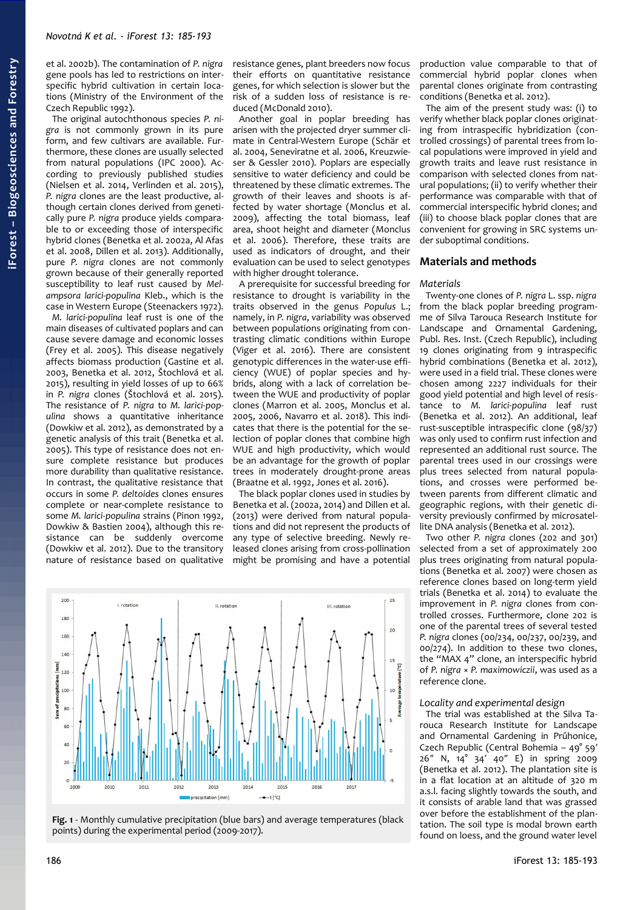et al. 2002b). The contamination of *P. nigra* gene pools has led to restrictions on interspecific hybrid cultivation in certain locations (Ministry of the Environment of the Czech Republic 1992).

The original autochthonous species *P. nigra* is not commonly grown in its pure form, and few cultivars are available. Furthermore, these clones are usually selected from natural populations (IPC 2000). According to previously published studies (Nielsen et al. 2014, Verlinden et al. 2015), *P. nigra* clones are the least productive, although certain clones derived from genetically pure *P. nigra* produce yields comparable to or exceeding those of interspecific hybrid clones (Benetka et al. 2002a, Al Afas et al. 2008, Dillen et al. 2013). Additionally, pure *P. nigra* clones are not commonly grown because of their generally reported susceptibility to leaf rust caused by *Melampsora larici-populina* Kleb., which is the case in Western Europe (Steenackers 1972).

*M. larici-populina* leaf rust is one of the main diseases of cultivated poplars and can cause severe damage and economic losses (Frey et al. 2005). This disease negatively affects biomass production (Gastine et al. 2003, Benetka et al. 2012, Štochlová et al. 2015), resulting in yield losses of up to 66% in *P. nigra* clones (Štochlová et al. 2015). The resistance of *P. nigra* to *M. larici-populina* shows a quantitative inheritance (Dowkiw et al. 2012), as demonstrated by a genetic analysis of this trait (Benetka et al. 2005). This type of resistance does not ensure complete resistance but produces more durability than qualitative resistance. In contrast, the qualitative resistance that occurs in some *P. deltoides* clones ensures complete or near-complete resistance to some *M. larici-populina* strains (Pinon 1992, Dowkiw & Bastien 2004), although this resistance can be suddenly overcome (Dowkiw et al. 2012). Due to the transitory nature of resistance based on qualitative resistance genes, plant breeders now focus their efforts on quantitative resistance genes, for which selection is slower but the risk of a sudden loss of resistance is reduced (McDonald 2010).

Another goal in poplar breeding has arisen with the projected dryer summer climate in Central-Western Europe (Schär et al. 2004, Seneviratne et al. 2006, Kreuzwieser & Gessler 2010). Poplars are especially sensitive to water deficiency and could be threatened by these climatic extremes. The growth of their leaves and shoots is affected by water shortage (Monclus et al. 2009), affecting the total biomass, leaf area, shoot height and diameter (Monclus et al. 2006). Therefore, these traits are used as indicators of drought, and their evaluation can be used to select genotypes with higher drought tolerance.

A prerequisite for successful breeding for resistance to drought is variability in the traits observed in the genus *Populus* L.; namely, in *P. nigra*, variability was observed between populations originating from contrasting climatic conditions within Europe (Viger et al. 2016). There are consistent genotypic differences in the water-use efficiency (WUE) of poplar species and hybrids, along with a lack of correlation between the WUE and productivity of poplar clones (Marron et al. 2005, Monclus et al. 2005, 2006, Navarro et al. 2018). This indicates that there is the potential for the selection of poplar clones that combine high WUE and high productivity, which would be an advantage for the growth of poplar trees in moderately drought-prone areas (Braatne et al. 1992, Jones et al. 2016).

The black poplar clones used in studies by Benetka et al. (2002a, 2014) and Dillen et al. (2013) were derived from natural populations and did not represent the products of any type of selective breeding. Newly released clones arising from cross-pollination might be promising and have a potential production value comparable to that of commercial hybrid poplar clones when parental clones originate from contrasting conditions (Benetka et al. 2012).

The aim of the present study was: (i) to verify whether black poplar clones originating from intraspecific hybridization (controlled crossings) of parental trees from local populations were improved in yield and growth traits and leave rust resistance in comparison with selected clones from natural populations; (ii) to verify whether their performance was comparable with that of commercial interspecific hybrid clones; and (iii) to choose black poplar clones that are convenient for growing in SRC systems under suboptimal conditions.

## Materials and methods

### Materials

Twenty-one clones of *P. nigra* L. ssp. *nigra* from the black poplar breeding programme of Silva Tarouca Research Institute for Landscape and Ornamental Gardening, Publ. Res. Inst. (Czech Republic), including 19 clones originating from 9 intraspecific hybrid combinations (Benetka et al. 2012), were used in a field trial. These clones were chosen among 2227 individuals for their good yield potential and high level of resistance to *M. larici-populina* leaf rust (Benetka et al. 2012). An additional, leaf rust-susceptible intraspecific clone (98/37) was only used to confirm rust infection and represented an additional rust source. The parental trees used in our crossings were plus trees selected from natural populations, and crosses were performed between parents from different climatic and geographic regions, with their genetic diversity previously confirmed by microsatellite DNA analysis (Benetka et al. 2012).

Two other *P. nigra* clones (202 and 301) selected from a set of approximately 200 plus trees originating from natural populations (Benetka et al. 2007) were chosen as reference clones based on long-term yield trials (Benetka et al. 2014) to evaluate the improvement in *P. nigra* clones from controlled crosses. Furthermore, clone 202 is one of the parental trees of several tested *P. nigra* clones (00/234, 00/237, 00/239, and 00/274). In addition to these two clones, the "MAX 4" clone, an interspecific hybrid of *P. nigra* × *P. maximowiczii*, was used as a reference clone.

### Locality and experimental design

The trial was established at the Silva Tarouca Research Institute for Landscape and Ornamental Gardening in Průhonice, Czech Republic (Central Bohemia – 49° 59′ 26″ N, 14° 34′ 40″ E) in spring 2009 (Benetka et al. 2012). The plantation site is in a flat location at an altitude of 320 m a.s.l. facing slightly towards the south, and it consists of arable land that was grassed over before the establishment of the plantation. The soil type is modal brown earth found on loess, and the ground water level

**Fig. 1** - Monthly cumulative precipitation (blue bars) and average temperatures (black points) during the experimental period (2009-2017).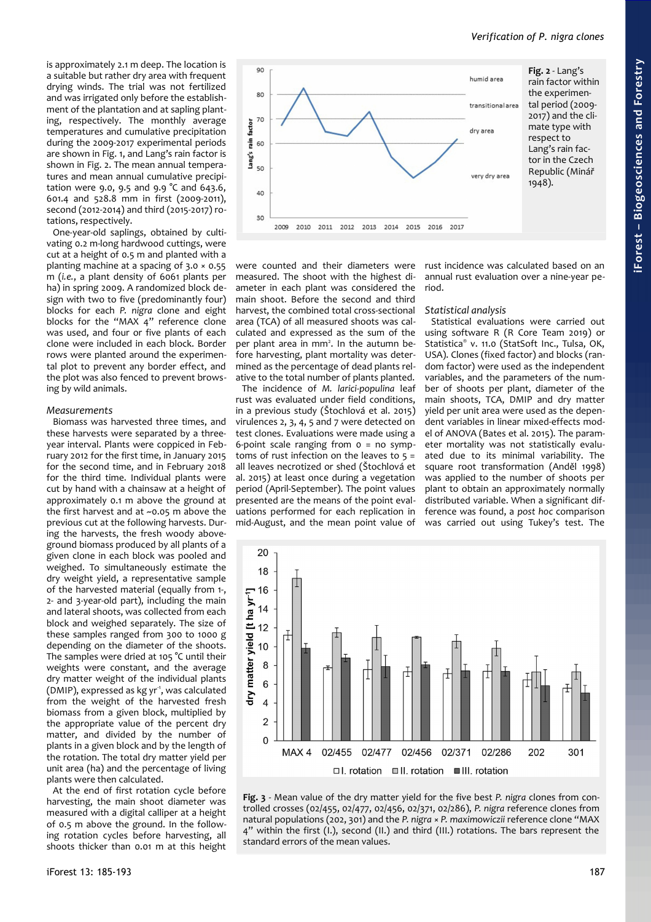is approximately 2.1 m deep. The location is a suitable but rather dry area with frequent drying winds. The trial was not fertilized and was irrigated only before the establishment of the plantation and at sapling planting, respectively. The monthly average temperatures and cumulative precipitation during the 2009-2017 experimental periods are shown in Fig. 1, and Lang's rain factor is shown in Fig. 2. The mean annual temperatures and mean annual cumulative precipitation were 9.0, 9.5 and 9.9 °C and 643.6, 601.4 and 528.8 mm in first (2009-2011), second (2012-2014) and third (2015-2017) rotations, respectively.

One-year-old saplings, obtained by cultivating 0.2 m-long hardwood cuttings, were cut at a height of 0.5 m and planted with a planting machine at a spacing of 3.0 × 0.55 m (*i.e.*, a plant density of 6061 plants per ha) in spring 2009. A randomized block design with two to five (predominantly four) blocks for each *P. nigra* clone and eight blocks for the "MAX 4" reference clone was used, and four or five plants of each clone were included in each block. Border rows were planted around the experimental plot to prevent any border effect, and the plot was also fenced to prevent browsing by wild animals.

### Measurements

Biomass was harvested three times, and these harvests were separated by a three-year interval. Plants were coppiced in February 2012 for the first time, in January 2015 for the second time, and in February 2018 for the third time. Individual plants were cut by hand with a chainsaw at a height of approximately 0.1 m above the ground at the first harvest and at ~0.05 m above the previous cut at the following harvests. During the harvests, the fresh woody aboveground biomass produced by all plants of a given clone in each block was pooled and weighed. To simultaneously estimate the dry weight yield, a representative sample of the harvested material (equally from 1-, 2- and 3-year-old part), including the main and lateral shoots, was collected from each block and weighed separately. The size of these samples ranged from 300 to 1000 g depending on the diameter of the shoots. The samples were dried at 105 °C until their weights were constant, and the average dry matter weight of the individual plants (DMIP), expressed as kg $yr^{-1}$, was calculated from the weight of the harvested fresh biomass from a given block, multiplied by the appropriate value of the percent dry matter, and divided by the number of plants in a given block and by the length of the rotation. The total dry matter yield per unit area (ha) and the percentage of living plants were then calculated.

At the end of first rotation cycle before harvesting, the main shoot diameter was measured with a digital calliper at a height of 0.5 m above the ground. In the following rotation cycles before harvesting, all shoots thicker than 0.01 m at this height were counted and their diameters were measured. The shoot with the highest diameter in each plant was considered the main shoot. Before the second and third harvest, the combined total cross-sectional area (TCA) of all measured shoots was calculated and expressed as the sum of the shoots per plant area in $mm^2$. In the autumn before harvesting, plant mortality was determined as the percentage of dead plants relative to the total number of plants planted.

The incidence of *M. larici-populina* leaf rust was evaluated under field conditions, in a previous study (Štochlová et al. 2015) virulences 2, 3, 4, 5 and 7 were detected on test clones. Evaluations were made using a 6-point scale ranging from 0 = no symptoms of rust infection on the leaves to 5 = all leaves necrotized or shed (Štochlová et al. 2015) at least once during a vegetation period (April-September). The point values presented are the means of the point evaluations performed for each replication in mid-August, and the mean point value of rust incidence was calculated based on an annual rust evaluation over a nine-year period.

### Statistical analysis

Statistical evaluations were carried out using software R (R Core Team 2019) or Statistica® v. 11.0 (StatSoft Inc., Tulsa, OK, USA). Clones (fixed factor) and blocks (random factor) were used as the independent variables, and the parameters of the number of shoots per plant, diameter of the main shoots, TCA, DMIP and dry matter yield per unit area were used as the dependent variables in linear mixed-effects model of ANOVA (Bates et al. 2015). The parameter mortality was not statistically evaluated due to its minimal variability. The square root transformation (Anděl 1998) was applied to the number of shoots per plant to obtain an approximately normally distributed variable. When a significant difference was found, a *post hoc* comparison was carried out using Tukey's test. The

**Fig. 2** - Lang's rain factor within the experimental period (2009-2017) and the climate type with respect to Lang's rain factor in the Czech Republic (Minář 1948).

**Fig. 3** - Mean value of the dry matter yield for the five best *P. nigra* clones from controlled crosses (02/455, 02/477, 02/456, 02/371, 02/286), *P. nigra* reference clones from natural populations (202, 301) and the *P. nigra* × *P. maximowiczii* reference clone "MAX 4" within the first (I.), second (II.) and third (III.) rotations. The bars represent the standard errors of the mean values.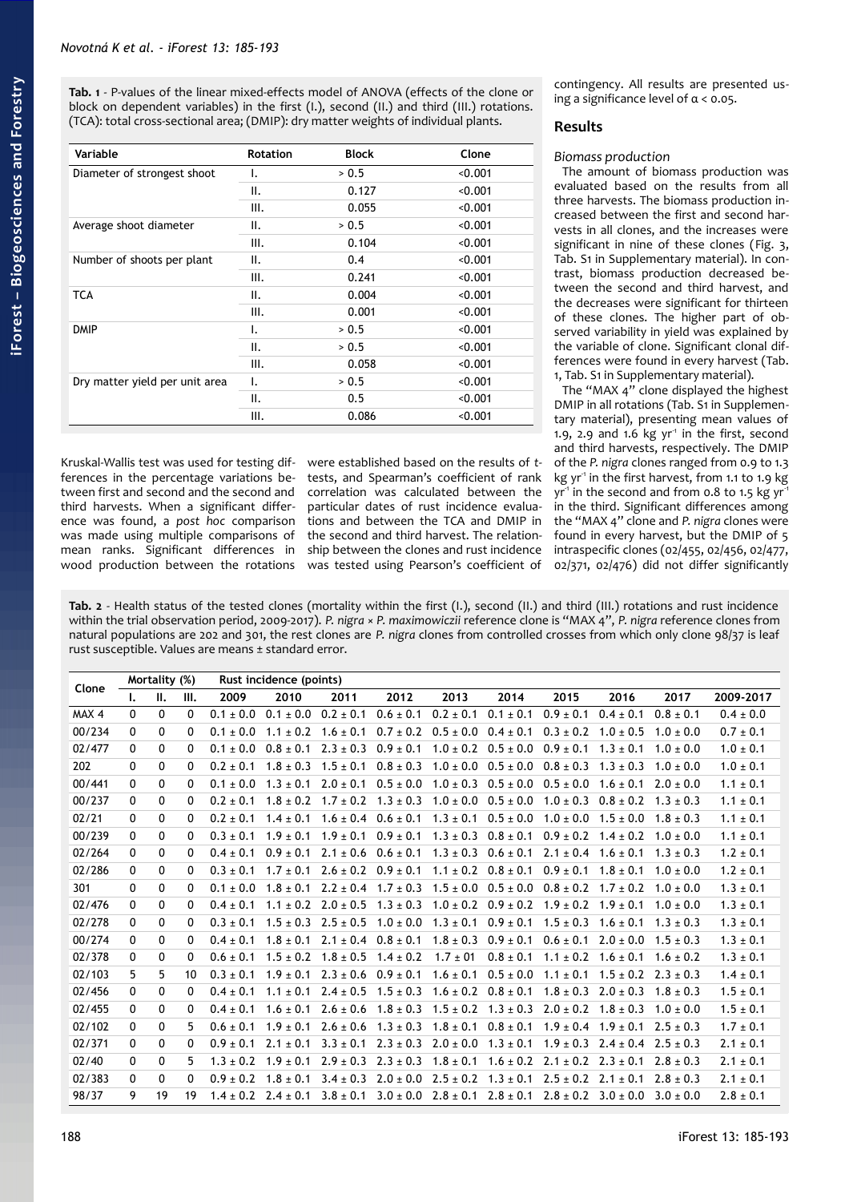**Tab. 1** - P-values of the linear mixed-effects model of ANOVA (effects of the clone or block on dependent variables) in the first (I.), second (II.) and third (III.) rotations. (TCA): total cross-sectional area; (DMIP): dry matter weights of individual plants.

| Variable | Rotation | Block | Clone |
|---|---|---|---|
| Diameter of strongest shoot | I. | > 0.5 | <0.001 |
| | II. | 0.127 | <0.001 |
| | III. | 0.055 | <0.001 |
| Average shoot diameter | II. | > 0.5 | <0.001 |
| | III. | 0.104 | <0.001 |
| Number of shoots per plant | II. | 0.4 | <0.001 |
| | III. | 0.241 | <0.001 |
| TCA | II. | 0.004 | <0.001 |
| | III. | 0.001 | <0.001 |
| DMIP | I. | > 0.5 | <0.001 |
| | II. | > 0.5 | <0.001 |
| | III. | 0.058 | <0.001 |
| Dry matter yield per unit area | I. | > 0.5 | <0.001 |
| | II. | 0.5 | <0.001 |
| | III. | 0.086 | <0.001 |

Kruskal-Wallis test was used for testing differences in the percentage variations between first and second and the second and third harvests. When a significant difference was found, a *post hoc* comparison was made using multiple comparisons of mean ranks. Significant differences in wood production between the rotations were established based on the results of *t*-tests, and Spearman's coefficient of rank correlation was calculated between the particular dates of rust incidence evaluations and between the TCA and DMIP in the second and third harvest. The relationship between the clones and rust incidence was tested using Pearson's coefficient of contingency. All results are presented using a significance level of $\alpha < 0.05$.

## Results

### *Biomass production*

The amount of biomass production was evaluated based on the results from all three harvests. The biomass production increased between the first and second harvests in all clones, and the increases were significant in nine of these clones (Fig. 3, Tab. S1 in Supplementary material). In contrast, biomass production decreased between the second and third harvest, and the decreases were significant for thirteen of these clones. The higher part of observed variability in yield was explained by the variable of clone. Significant clonal differences were found in every harvest (Tab. 1, Tab. S1 in Supplementary material).

The "MAX 4" clone displayed the highest DMIP in all rotations (Tab. S1 in Supplementary material), presenting mean values of 1.9, 2.9 and 1.6 kg $yr^{-1}$ in the first, second and third harvests, respectively. The DMIP of the *P. nigra* clones ranged from 0.9 to 1.3 kg $yr^{-1}$ in the first harvest, from 1.1 to 1.9 kg $yr^{-1}$ in the second and from 0.8 to 1.5 kg $yr^{-1}$ in the third. Significant differences among the "MAX 4" clone and *P. nigra* clones were found in every harvest, but the DMIP of 5 intraspecific clones (02/455, 02/456, 02/477, 02/371, 02/476) did not differ significantly

**Tab. 2** - Health status of the tested clones (mortality within the first (I.), second (II.) and third (III.) rotations and rust incidence within the trial observation period, 2009-2017). *P. nigra × P. maximowiczii* reference clone is "MAX 4", *P. nigra* reference clones from natural populations are 202 and 301, the rest clones are *P. nigra* clones from controlled crosses from which only clone 98/37 is leaf rust susceptible. Values are means ± standard error.

| Clone | Mortality (%) | | | Rust incidence (points) | | | | | | | | | |
|---|---|---|---|---|---|---|---|---|---|---|---|---|---|
| | I. | II. | III. | 2009 | 2010 | 2011 | 2012 | 2013 | 2014 | 2015 | 2016 | 2017 | 2009-2017 |
| MAX 4 | 0 | 0 | 0 | 0.1 ± 0.0 | 0.1 ± 0.0 | 0.2 ± 0.1 | 0.6 ± 0.1 | 0.2 ± 0.1 | 0.1 ± 0.0 | 0.9 ± 0.1 | 0.4 ± 0.1 | 0.8 ± 0.1 | 0.4 ± 0.0 |
| 00/234 | 0 | 0 | 0 | 0.1 ± 0.0 | 1.1 ± 0.2 | 1.6 ± 0.1 | 0.7 ± 0.2 | 0.5 ± 0.0 | 0.4 ± 0.1 | 0.3 ± 0.2 | 1.0 ± 0.5 | 1.0 ± 0.0 | 0.7 ± 0.1 |
| 02/477 | 0 | 0 | 0 | 0.1 ± 0.0 | 0.8 ± 0.1 | 2.3 ± 0.3 | 0.9 ± 0.1 | 1.0 ± 0.2 | 0.5 ± 0.0 | 0.9 ± 0.1 | 1.3 ± 0.1 | 1.0 ± 0.0 | 1.0 ± 0.1 |
| 202 | 0 | 0 | 0 | 0.2 ± 0.1 | 1.8 ± 0.3 | 1.5 ± 0.1 | 0.8 ± 0.3 | 1.0 ± 0.0 | 0.5 ± 0.0 | 0.8 ± 0.3 | 1.3 ± 0.1 | 1.0 ± 0.0 | 1.0 ± 0.1 |
| 00/441 | 0 | 0 | 0 | 0.1 ± 0.0 | 1.3 ± 0.1 | 2.0 ± 0.1 | 0.5 ± 0.0 | 1.0 ± 0.3 | 0.5 ± 0.0 | 0.5 ± 0.0 | 1.6 ± 0.1 | 2.0 ± 0.0 | 1.1 ± 0.1 |
| 00/237 | 0 | 0 | 0 | 0.2 ± 0.1 | 1.8 ± 0.2 | 1.7 ± 0.2 | 1.3 ± 0.3 | 1.0 ± 0.0 | 0.5 ± 0.0 | 1.0 ± 0.3 | 0.8 ± 0.2 | 1.3 ± 0.3 | 1.1 ± 0.1 |
| 02/21 | 0 | 0 | 0 | 0.2 ± 0.1 | 1.4 ± 0.1 | 1.6 ± 0.4 | 0.6 ± 0.1 | 1.3 ± 0.1 | 0.5 ± 0.0 | 1.0 ± 0.0 | 1.5 ± 0.0 | 1.8 ± 0.3 | 1.1 ± 0.1 |
| 00/239 | 0 | 0 | 0 | 0.3 ± 0.1 | 1.9 ± 0.1 | 1.9 ± 0.1 | 0.9 ± 0.1 | 1.3 ± 0.3 | 0.8 ± 0.1 | 0.9 ± 0.2 | 1.4 ± 0.2 | 1.0 ± 0.0 | 1.1 ± 0.1 |
| 02/264 | 0 | 0 | 0 | 0.4 ± 0.1 | 0.9 ± 0.1 | 2.1 ± 0.6 | 0.6 ± 0.1 | 1.3 ± 0.3 | 0.6 ± 0.1 | 2.1 ± 0.4 | 1.6 ± 0.1 | 1.3 ± 0.3 | 1.2 ± 0.1 |
| 02/286 | 0 | 0 | 0 | 0.3 ± 0.1 | 1.7 ± 0.1 | 2.6 ± 0.2 | 0.9 ± 0.1 | 1.1 ± 0.2 | 0.8 ± 0.1 | 0.9 ± 0.1 | 1.8 ± 0.1 | 1.0 ± 0.0 | 1.2 ± 0.1 |
| 301 | 0 | 0 | 0 | 0.1 ± 0.0 | 1.8 ± 0.1 | 2.2 ± 0.4 | 1.7 ± 0.3 | 1.5 ± 0.0 | 0.5 ± 0.0 | 0.8 ± 0.2 | 1.7 ± 0.2 | 1.0 ± 0.0 | 1.3 ± 0.1 |
| 02/476 | 0 | 0 | 0 | 0.4 ± 0.1 | 1.1 ± 0.2 | 2.0 ± 0.5 | 1.3 ± 0.3 | 1.0 ± 0.2 | 0.9 ± 0.2 | 1.9 ± 0.2 | 1.9 ± 0.1 | 1.0 ± 0.0 | 1.3 ± 0.1 |
| 02/278 | 0 | 0 | 0 | 0.3 ± 0.1 | 1.5 ± 0.3 | 2.5 ± 0.5 | 1.0 ± 0.0 | 1.3 ± 0.1 | 0.9 ± 0.1 | 1.5 ± 0.3 | 1.6 ± 0.1 | 1.3 ± 0.3 | 1.3 ± 0.1 |
| 00/274 | 0 | 0 | 0 | 0.4 ± 0.1 | 1.8 ± 0.1 | 2.1 ± 0.4 | 0.8 ± 0.1 | 1.8 ± 0.3 | 0.9 ± 0.1 | 0.6 ± 0.1 | 2.0 ± 0.0 | 1.5 ± 0.3 | 1.3 ± 0.1 |
| 02/378 | 0 | 0 | 0 | 0.6 ± 0.1 | 1.5 ± 0.2 | 1.8 ± 0.5 | 1.4 ± 0.2 | 1.7 ± 01 | 0.8 ± 0.1 | 1.1 ± 0.2 | 1.6 ± 0.1 | 1.6 ± 0.2 | 1.3 ± 0.1 |
| 02/103 | 5 | 5 | 10 | 0.3 ± 0.1 | 1.9 ± 0.1 | 2.3 ± 0.6 | 0.9 ± 0.1 | 1.6 ± 0.1 | 0.5 ± 0.0 | 1.1 ± 0.1 | 1.5 ± 0.2 | 2.3 ± 0.3 | 1.4 ± 0.1 |
| 02/456 | 0 | 0 | 0 | 0.4 ± 0.1 | 1.1 ± 0.1 | 2.4 ± 0.5 | 1.5 ± 0.3 | 1.6 ± 0.2 | 0.8 ± 0.1 | 1.8 ± 0.3 | 2.0 ± 0.3 | 1.8 ± 0.3 | 1.5 ± 0.1 |
| 02/455 | 0 | 0 | 0 | 0.4 ± 0.1 | 1.6 ± 0.1 | 2.6 ± 0.6 | 1.8 ± 0.3 | 1.5 ± 0.2 | 1.3 ± 0.3 | 2.0 ± 0.2 | 1.8 ± 0.3 | 1.0 ± 0.0 | 1.5 ± 0.1 |
| 02/102 | 0 | 0 | 5 | 0.6 ± 0.1 | 1.9 ± 0.1 | 2.6 ± 0.6 | 1.3 ± 0.3 | 1.8 ± 0.1 | 0.8 ± 0.1 | 1.9 ± 0.4 | 1.9 ± 0.1 | 2.5 ± 0.3 | 1.7 ± 0.1 |
| 02/371 | 0 | 0 | 0 | 0.9 ± 0.1 | 2.1 ± 0.1 | 3.3 ± 0.1 | 2.3 ± 0.3 | 2.0 ± 0.0 | 1.3 ± 0.1 | 1.9 ± 0.3 | 2.4 ± 0.4 | 2.5 ± 0.3 | 2.1 ± 0.1 |
| 02/40 | 0 | 0 | 5 | 1.3 ± 0.2 | 1.9 ± 0.1 | 2.9 ± 0.3 | 2.3 ± 0.3 | 1.8 ± 0.1 | 1.6 ± 0.2 | 2.1 ± 0.2 | 2.3 ± 0.1 | 2.8 ± 0.3 | 2.1 ± 0.1 |
| 02/383 | 0 | 0 | 0 | 0.9 ± 0.2 | 1.8 ± 0.1 | 3.4 ± 0.3 | 2.0 ± 0.0 | 2.5 ± 0.2 | 1.3 ± 0.1 | 2.5 ± 0.2 | 2.1 ± 0.1 | 2.8 ± 0.3 | 2.1 ± 0.1 |
| 98/37 | 9 | 19 | 19 | 1.4 ± 0.2 | 2.4 ± 0.1 | 3.8 ± 0.1 | 3.0 ± 0.0 | 2.8 ± 0.1 | 2.8 ± 0.1 | 2.8 ± 0.2 | 3.0 ± 0.0 | 3.0 ± 0.0 | 2.8 ± 0.1 |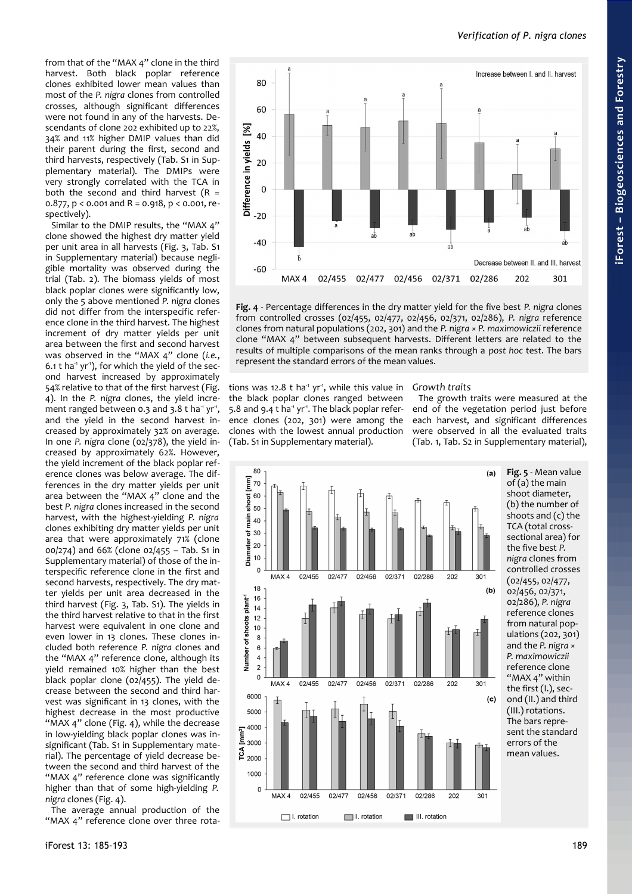from that of the "MAX 4" clone in the third harvest. Both black poplar reference clones exhibited lower mean values than most of the *P. nigra* clones from controlled crosses, although significant differences were not found in any of the harvests. Descendants of clone 202 exhibited up to 22%, 34% and 11% higher DMIP values than did their parent during the first, second and third harvests, respectively (Tab. S1 in Supplementary material). The DMIPs were very strongly correlated with the TCA in both the second and third harvest ($R = 0.877$, $p < 0.001$ and $R = 0.918$, $p < 0.001$, respectively).

Similar to the DMIP results, the "MAX 4" clone showed the highest dry matter yield per unit area in all harvests (Fig. 3, Tab. S1 in Supplementary material) because negligible mortality was observed during the trial (Tab. 2). The biomass yields of most black poplar clones were significantly low, only the 5 above mentioned *P. nigra* clones did not differ from the interspecific reference clone in the third harvest. The highest increment of dry matter yields per unit area between the first and second harvest was observed in the "MAX 4" clone (*i.e.*, 6.1 t $ha^{-1}$ $yr^{-1}$), for which the yield of the second harvest increased by approximately 54% relative to that of the first harvest (Fig. 4). In the *P. nigra* clones, the yield increment ranged between 0.3 and 3.8 t $ha^{-1}$ $yr^{-1}$, and the yield in the second harvest increased by approximately 32% on average. In one *P. nigra* clone (02/378), the yield increased by approximately 62%. However, the yield increment of the black poplar reference clones was below average. The differences in the dry matter yields per unit area between the "MAX 4" clone and the best *P. nigra* clones increased in the second harvest, with the highest-yielding *P. nigra* clones exhibiting dry matter yields per unit area that were approximately 71% (clone 00/274) and 66% (clone 02/455 – Tab. S1 in Supplementary material) of those of the interspecific reference clone in the first and second harvests, respectively. The dry matter yields per unit area decreased in the third harvest (Fig. 3, Tab. S1). The yields in the third harvest relative to that in the first harvest were equivalent in one clone and even lower in 13 clones. These clones included both reference *P. nigra* clones and the "MAX 4" reference clone, although its yield remained 10% higher than the best black poplar clone (02/455). The yield decrease between the second and third harvest was significant in 13 clones, with the highest decrease in the most productive "MAX 4" clone (Fig. 4), while the decrease in low-yielding black poplar clones was insignificant (Tab. S1 in Supplementary material). The percentage of yield decrease between the second and third harvest of the "MAX 4" reference clone was significantly higher than that of some high-yielding *P. nigra* clones (Fig. 4).

The average annual production of the "MAX 4" reference clone over three rotations was 12.8 t $ha^{-1}$ $yr^{-1}$, while this value in the black poplar clones ranged between 5.8 and 9.4 t $ha^{-1}$ $yr^{-1}$. The black poplar reference clones (202, 301) were among the clones with the lowest annual production (Tab. S1 in Supplementary material).

**Fig. 4** - Percentage differences in the dry matter yield for the five best *P. nigra* clones from controlled crosses (02/455, 02/477, 02/456, 02/371, 02/286), *P. nigra* reference clones from natural populations (202, 301) and the *P. nigra* × *P. maximowiczii* reference clone "MAX 4" between subsequent harvests. Different letters are related to the results of multiple comparisons of the mean ranks through a *post hoc* test. The bars represent the standard errors of the mean values.

### Growth traits

The growth traits were measured at the end of the vegetation period just before each harvest, and significant differences were observed in all the evaluated traits (Tab. 1, Tab. S2 in Supplementary material),

**Fig. 5** - Mean value of (a) the main shoot diameter, (b) the number of shoots and (c) the TCA (total cross-sectional area) for the five best *P. nigra* clones from controlled crosses (02/455, 02/477, 02/456, 02/371, 02/286), *P. nigra* reference clones from natural populations (202, 301) and the *P. nigra* × *P. maximowiczii* reference clone "MAX 4" within the first (I.), second (II.) and third (III.) rotations. The bars represent the standard errors of the mean values.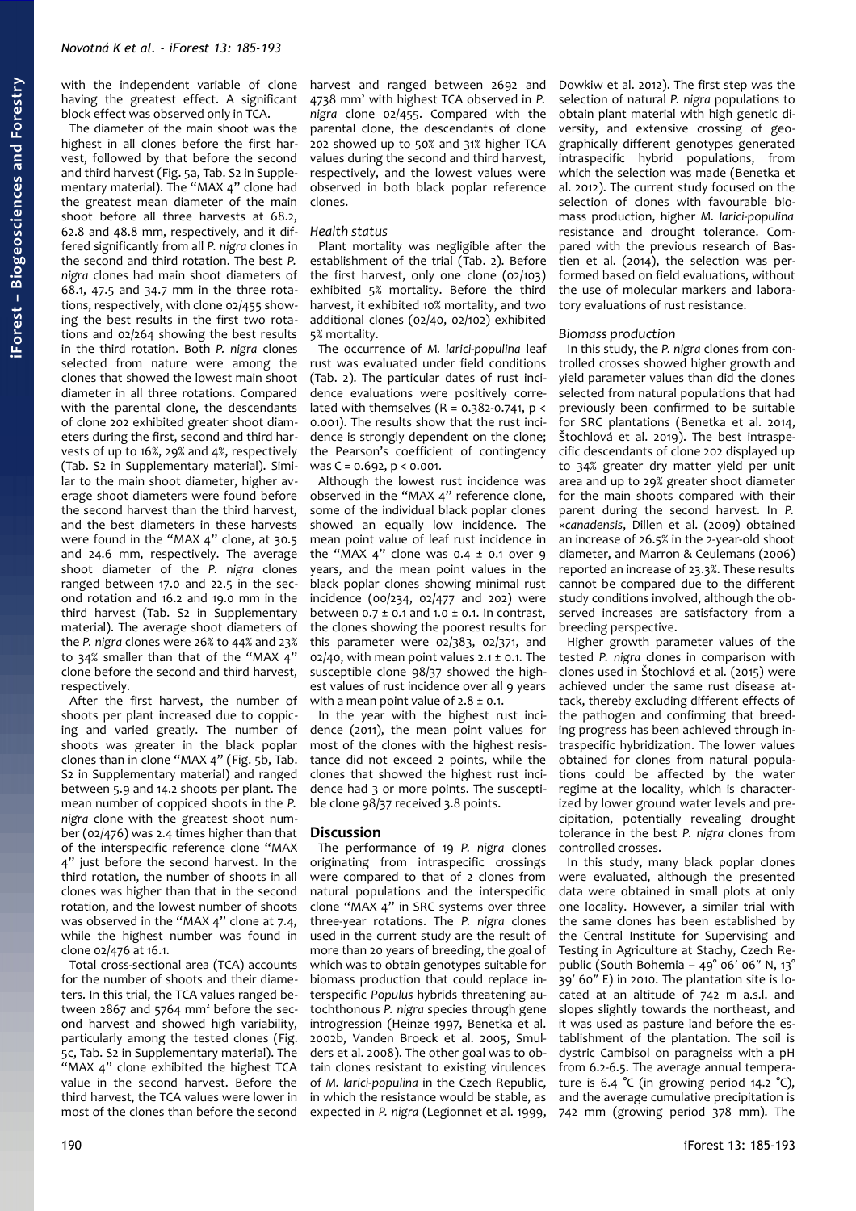with the independent variable of clone having the greatest effect. A significant block effect was observed only in TCA.

The diameter of the main shoot was the highest in all clones before the first harvest, followed by that before the second and third harvest (Fig. 5a, Tab. S2 in Supplementary material). The "MAX 4" clone had the greatest mean diameter of the main shoot before all three harvests at 68.2, 62.8 and 48.8 mm, respectively, and it differed significantly from all *P. nigra* clones in the second and third rotation. The best *P. nigra* clones had main shoot diameters of 68.1, 47.5 and 34.7 mm in the three rotations, respectively, with clone 02/455 showing the best results in the first two rotations and 02/264 showing the best results in the third rotation. Both *P. nigra* clones selected from nature were among the clones that showed the lowest main shoot diameter in all three rotations. Compared with the parental clone, the descendants of clone 202 exhibited greater shoot diameters during the first, second and third harvests of up to 16%, 29% and 4%, respectively (Tab. S2 in Supplementary material). Similar to the main shoot diameter, higher average shoot diameters were found before the second harvest than the third harvest, and the best diameters in these harvests were found in the "MAX 4" clone, at 30.5 and 24.6 mm, respectively. The average shoot diameter of the *P. nigra* clones ranged between 17.0 and 22.5 in the second rotation and 16.2 and 19.0 mm in the third harvest (Tab. S2 in Supplementary material). The average shoot diameters of the *P. nigra* clones were 26% to 44% and 23% to 34% smaller than that of the "MAX 4" clone before the second and third harvest, respectively.

After the first harvest, the number of shoots per plant increased due to coppicing and varied greatly. The number of shoots was greater in the black poplar clones than in clone "MAX 4" (Fig. 5b, Tab. S2 in Supplementary material) and ranged between 5.9 and 14.2 shoots per plant. The mean number of coppiced shoots in the *P. nigra* clone with the greatest shoot number (02/476) was 2.4 times higher than that of the interspecific reference clone "MAX 4" just before the second harvest. In the third rotation, the number of shoots in all clones was higher than that in the second rotation, and the lowest number of shoots was observed in the "MAX 4" clone at 7.4, while the highest number was found in clone 02/476 at 16.1.

Total cross-sectional area (TCA) accounts for the number of shoots and their diameters. In this trial, the TCA values ranged between 2867 and 5764 mm$^2$ before the second harvest and showed high variability, particularly among the tested clones (Fig. 5c, Tab. S2 in Supplementary material). The "MAX 4" clone exhibited the highest TCA value in the second harvest. Before the third harvest, the TCA values were lower in most of the clones than before the second harvest and ranged between 2692 and 4738 mm$^2$ with highest TCA observed in *P. nigra* clone 02/455. Compared with the parental clone, the descendants of clone 202 showed up to 50% and 31% higher TCA values during the second and third harvest, respectively, and the lowest values were observed in both black poplar reference clones.

### Health status

Plant mortality was negligible after the establishment of the trial (Tab. 2). Before the first harvest, only one clone (02/103) exhibited 5% mortality. Before the third harvest, it exhibited 10% mortality, and two additional clones (02/40, 02/102) exhibited 5% mortality.

The occurrence of *M. larici-populina* leaf rust was evaluated under field conditions (Tab. 2). The particular dates of rust incidence evaluations were positively correlated with themselves ($R = 0.382$-$0.741$, $p < 0.001$). The results show that the rust incidence is strongly dependent on the clone; the Pearson's coefficient of contingency was $C = 0.692$, $p < 0.001$.

Although the lowest rust incidence was observed in the "MAX 4" reference clone, some of the individual black poplar clones showed an equally low incidence. The mean point value of leaf rust incidence in the "MAX 4" clone was 0.4 ± 0.1 over 9 years, and the mean point values in the black poplar clones showing minimal rust incidence (00/234, 02/477 and 202) were between 0.7 ± 0.1 and 1.0 ± 0.1. In contrast, the clones showing the poorest results for this parameter were 02/383, 02/371, and 02/40, with mean point values 2.1 ± 0.1. The susceptible clone 98/37 showed the highest values of rust incidence over all 9 years with a mean point value of 2.8 ± 0.1.

In the year with the highest rust incidence (2011), the mean point values for most of the clones with the highest resistance did not exceed 2 points, while the clones that showed the highest rust incidence had 3 or more points. The susceptible clone 98/37 received 3.8 points.

## Discussion

The performance of 19 *P. nigra* clones originating from intraspecific crossings were compared to that of 2 clones from natural populations and the interspecific clone "MAX 4" in SRC systems over three three-year rotations. The *P. nigra* clones used in the current study are the result of more than 20 years of breeding, the goal of which was to obtain genotypes suitable for biomass production that could replace interspecific *Populus* hybrids threatening autochthonous *P. nigra* species through gene introgression (Heinze 1997, Benetka et al. 2002b, Vanden Broeck et al. 2005, Smulders et al. 2008). The other goal was to obtain clones resistant to existing virulences of *M. larici-populina* in the Czech Republic, in which the resistance would be stable, as expected in *P. nigra* (Legionnet et al. 1999, Dowkiw et al. 2012). The first step was the selection of natural *P. nigra* populations to obtain plant material with high genetic diversity, and extensive crossing of geographically different genotypes generated intraspecific hybrid populations, from which the selection was made (Benetka et al. 2012). The current study focused on the selection of clones with favourable biomass production, higher *M. larici-populina* resistance and drought tolerance. Compared with the previous research of Bastien et al. (2014), the selection was performed based on field evaluations, without the use of molecular markers and laboratory evaluations of rust resistance.

### Biomass production

In this study, the *P. nigra* clones from controlled crosses showed higher growth and yield parameter values than did the clones selected from natural populations that had previously been confirmed to be suitable for SRC plantations (Benetka et al. 2014, Štochlová et al. 2019). The best intraspecific descendants of clone 202 displayed up to 34% greater dry matter yield per unit area and up to 29% greater shoot diameter for the main shoots compared with their parent during the second harvest. In *P. ×canadensis*, Dillen et al. (2009) obtained an increase of 26.5% in the 2-year-old shoot diameter, and Marron & Ceulemans (2006) reported an increase of 23.3%. These results cannot be compared due to the different study conditions involved, although the observed increases are satisfactory from a breeding perspective.

Higher growth parameter values of the tested *P. nigra* clones in comparison with clones used in Štochlová et al. (2015) were achieved under the same rust disease attack, thereby excluding different effects of the pathogen and confirming that breeding progress has been achieved through intraspecific hybridization. The lower values obtained for clones from natural populations could be affected by the water regime at the locality, which is characterized by lower ground water levels and precipitation, potentially revealing drought tolerance in the best *P. nigra* clones from controlled crosses.

In this study, many black poplar clones were evaluated, although the presented data were obtained in small plots at only one locality. However, a similar trial with the same clones has been established by the Central Institute for Supervising and Testing in Agriculture at Stachy, Czech Republic (South Bohemia – 49° 06′ 06″ N, 13° 39′ 60″ E) in 2010. The plantation site is located at an altitude of 742 m a.s.l. and slopes slightly towards the northeast, and it was used as pasture land before the establishment of the plantation. The soil is dystric Cambisol on paragneiss with a pH from 6.2-6.5. The average annual temperature is 6.4 °C (in growing period 14.2 °C), and the average cumulative precipitation is 742 mm (growing period 378 mm). The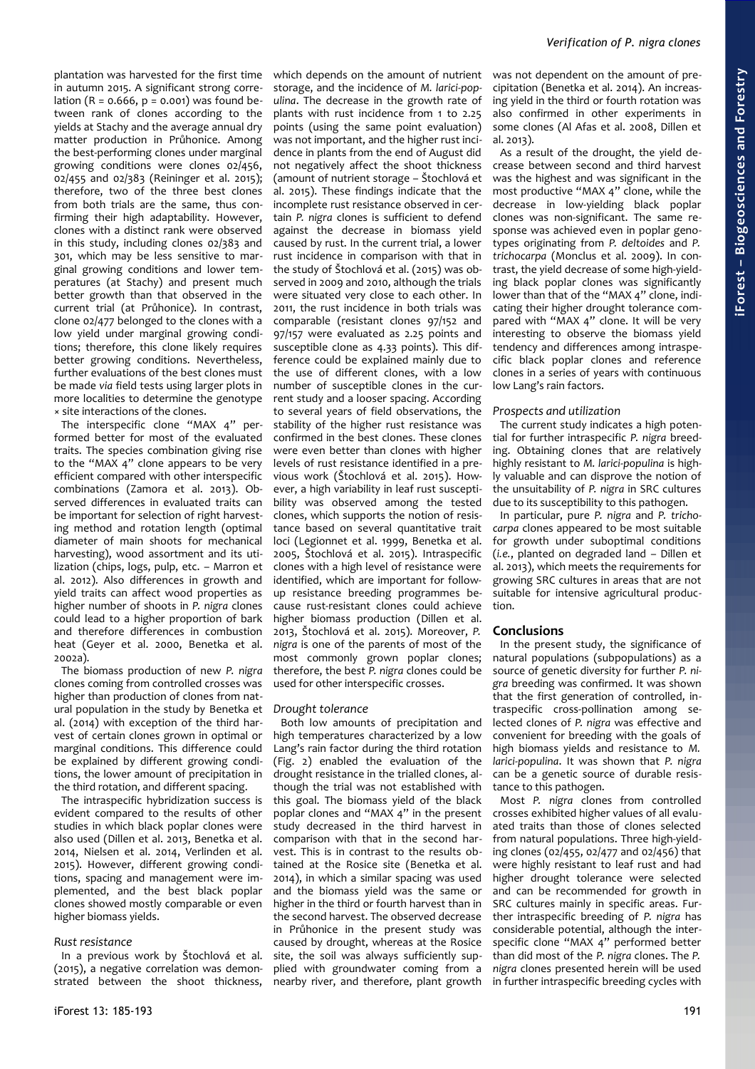plantation was harvested for the first time in autumn 2015. A significant strong correlation ($R = 0.666$, $p = 0.001$) was found between rank of clones according to the yields at Stachy and the average annual dry matter production in Průhonice. Among the best-performing clones under marginal growing conditions were clones 02/456, 02/455 and 02/383 (Reininger et al. 2015); therefore, two of the three best clones from both trials are the same, thus confirming their high adaptability. However, clones with a distinct rank were observed in this study, including clones 02/383 and 301, which may be less sensitive to marginal growing conditions and lower temperatures (at Stachy) and present much better growth than that observed in the current trial (at Průhonice). In contrast, clone 02/477 belonged to the clones with a low yield under marginal growing conditions; therefore, this clone likely requires better growing conditions. Nevertheless, further evaluations of the best clones must be made *via* field tests using larger plots in more localities to determine the genotype × site interactions of the clones.

The interspecific clone "MAX 4" performed better for most of the evaluated traits. The species combination giving rise to the "MAX 4" clone appears to be very efficient compared with other interspecific combinations (Zamora et al. 2013). Observed differences in evaluated traits can be important for selection of right harvesting method and rotation length (optimal diameter of main shoots for mechanical harvesting), wood assortment and its utilization (chips, logs, pulp, etc. – Marron et al. 2012). Also differences in growth and yield traits can affect wood properties as higher number of shoots in *P. nigra* clones could lead to a higher proportion of bark and therefore differences in combustion heat (Geyer et al. 2000, Benetka et al. 2002a).

The biomass production of new *P. nigra* clones coming from controlled crosses was higher than production of clones from natural population in the study by Benetka et al. (2014) with exception of the third harvest of certain clones grown in optimal or marginal conditions. This difference could be explained by different growing conditions, the lower amount of precipitation in the third rotation, and different spacing.

The intraspecific hybridization success is evident compared to the results of other studies in which black poplar clones were also used (Dillen et al. 2013, Benetka et al. 2014, Nielsen et al. 2014, Verlinden et al. 2015). However, different growing conditions, spacing and management were implemented, and the best black poplar clones showed mostly comparable or even higher biomass yields.

### Rust resistance

In a previous work by Štochlová et al. (2015), a negative correlation was demonstrated between the shoot thickness, which depends on the amount of nutrient storage, and the incidence of *M. larici-populina*. The decrease in the growth rate of plants with rust incidence from 1 to 2.25 points (using the same point evaluation) was not important, and the higher rust incidence in plants from the end of August did not negatively affect the shoot thickness (amount of nutrient storage – Štochlová et al. 2015). These findings indicate that the incomplete rust resistance observed in certain *P. nigra* clones is sufficient to defend against the decrease in biomass yield caused by rust. In the current trial, a lower rust incidence in comparison with that in the study of Štochlová et al. (2015) was observed in 2009 and 2010, although the trials were situated very close to each other. In 2011, the rust incidence in both trials was comparable (resistant clones 97/152 and 97/157 were evaluated as 2.25 points and susceptible clone as 4.33 points). This difference could be explained mainly due to the use of different clones, with a low number of susceptible clones in the current study and a looser spacing. According to several years of field observations, the stability of the higher rust resistance was confirmed in the best clones. These clones were even better than clones with higher levels of rust resistance identified in a previous work (Štochlová et al. 2015). However, a high variability in leaf rust susceptibility was observed among the tested clones, which supports the notion of resistance based on several quantitative trait loci (Legionnet et al. 1999, Benetka et al. 2005, Štochlová et al. 2015). Intraspecific clones with a high level of resistance were identified, which are important for follow-up resistance breeding programmes because rust-resistant clones could achieve higher biomass production (Dillen et al. 2013, Štochlová et al. 2015). Moreover, *P. nigra* is one of the parents of most of the most commonly grown poplar clones; therefore, the best *P. nigra* clones could be used for other interspecific crosses.

### Drought tolerance

Both low amounts of precipitation and high temperatures characterized by a low Lang's rain factor during the third rotation (Fig. 2) enabled the evaluation of the drought resistance in the trialled clones, although the trial was not established with this goal. The biomass yield of the black poplar clones and "MAX 4" in the present study decreased in the third harvest in comparison with that in the second harvest. This is in contrast to the results obtained at the Rosice site (Benetka et al. 2014), in which a similar spacing was used and the biomass yield was the same or higher in the third or fourth harvest than in the second harvest. The observed decrease in Průhonice in the present study was caused by drought, whereas at the Rosice site, the soil was always sufficiently supplied with groundwater coming from a nearby river, and therefore, plant growth was not dependent on the amount of precipitation (Benetka et al. 2014). An increasing yield in the third or fourth rotation was also confirmed in other experiments in some clones (Al Afas et al. 2008, Dillen et al. 2013).

As a result of the drought, the yield decrease between second and third harvest was the highest and was significant in the most productive "MAX 4" clone, while the decrease in low-yielding black poplar clones was non-significant. The same response was achieved even in poplar genotypes originating from *P. deltoides* and *P. trichocarpa* (Monclus et al. 2009). In contrast, the yield decrease of some high-yielding black poplar clones was significantly lower than that of the "MAX 4" clone, indicating their higher drought tolerance compared with "MAX 4" clone. It will be very interesting to observe the biomass yield tendency and differences among intraspecific black poplar clones and reference clones in a series of years with continuous low Lang's rain factors.

### Prospects and utilization

The current study indicates a high potential for further intraspecific *P. nigra* breeding. Obtaining clones that are relatively highly resistant to *M. larici-populina* is highly valuable and can disprove the notion of the unsuitability of *P. nigra* in SRC cultures due to its susceptibility to this pathogen.

In particular, pure *P. nigra* and *P. trichocarpa* clones appeared to be most suitable for growth under suboptimal conditions (*i.e.*, planted on degraded land – Dillen et al. 2013), which meets the requirements for growing SRC cultures in areas that are not suitable for intensive agricultural production.

## Conclusions

In the present study, the significance of natural populations (subpopulations) as a source of genetic diversity for further *P. nigra* breeding was confirmed. It was shown that the first generation of controlled, intraspecific cross-pollination among selected clones of *P. nigra* was effective and convenient for breeding with the goals of high biomass yields and resistance to *M. larici-populina*. It was shown that *P. nigra* can be a genetic source of durable resistance to this pathogen.

Most *P. nigra* clones from controlled crosses exhibited higher values of all evaluated traits than those of clones selected from natural populations. Three high-yielding clones (02/455, 02/477 and 02/456) that were highly resistant to leaf rust and had higher drought tolerance were selected and can be recommended for growth in SRC cultures mainly in specific areas. Further intraspecific breeding of *P. nigra* has considerable potential, although the interspecific clone "MAX 4" performed better than did most of the *P. nigra* clones. The *P. nigra* clones presented herein will be used in further intraspecific breeding cycles with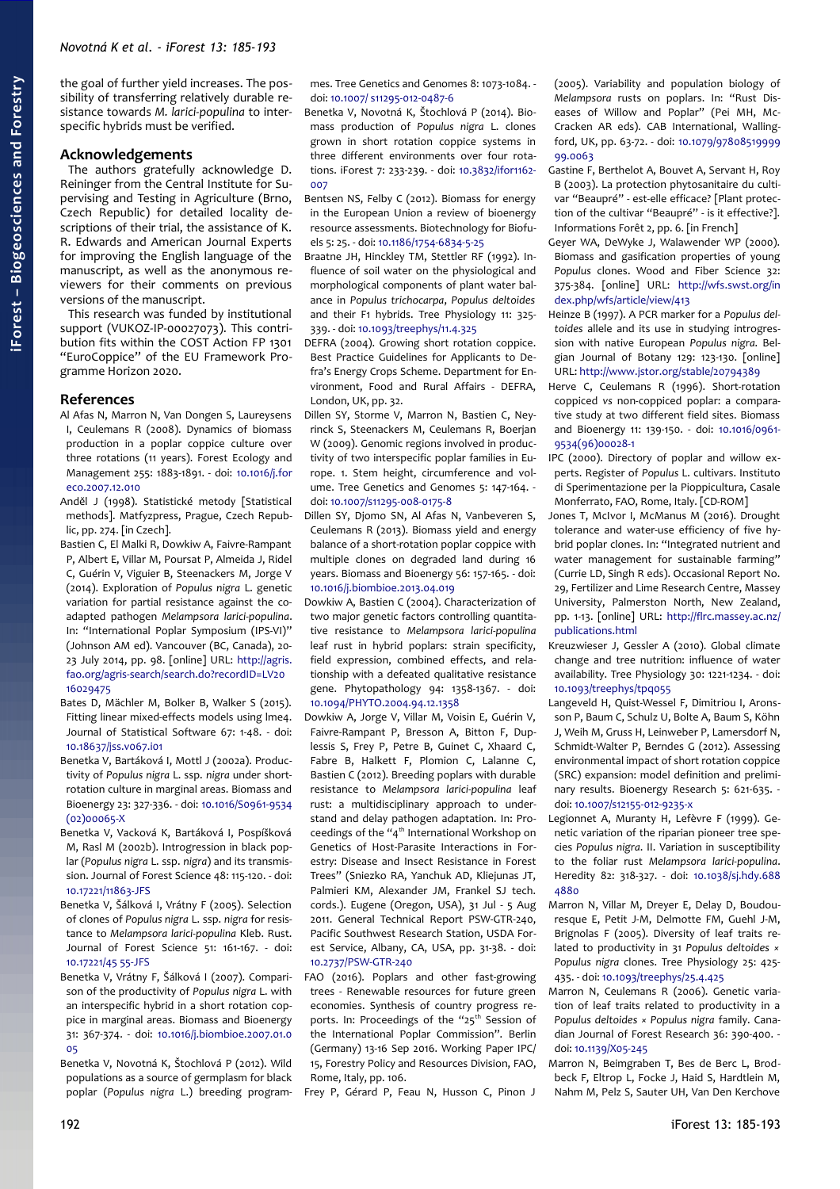the goal of further yield increases. The possibility of transferring relatively durable resistance towards *M. larici-populina* to interspecific hybrids must be verified.

## Acknowledgements

The authors gratefully acknowledge D. Reininger from the Central Institute for Supervising and Testing in Agriculture (Brno, Czech Republic) for detailed locality descriptions of their trial, the assistance of K. R. Edwards and American Journal Experts for improving the English language of the manuscript, as well as the anonymous reviewers for their comments on previous versions of the manuscript.

This research was funded by institutional support (VUKOZ-IP-00027073). This contribution fits within the COST Action FP 1301 "EuroCoppice" of the EU Framework Programme Horizon 2020.

## References

Al Afas N, Marron N, Van Dongen S, Laureysens I, Ceulemans R (2008). Dynamics of biomass production in a poplar coppice culture over three rotations (11 years). Forest Ecology and Management 255: 1883-1891. - doi: 10.1016/j.foreco.2007.12.010

Anděl J (1998). Statistické metody [Statistical methods]. Matfyzpress, Prague, Czech Republic, pp. 274. [in Czech].

Bastien C, El Malki R, Dowkiw A, Faivre-Rampant P, Albert E, Villar M, Poursat P, Almeida J, Ridel C, Guérin V, Viguier B, Steenackers M, Jorge V (2014). Exploration of *Populus nigra* L. genetic variation for partial resistance against the co-adapted pathogen *Melampsora larici-populina*. In: "International Poplar Symposium (IPS-VI)" (Johnson AM ed). Vancouver (BC, Canada), 20-23 July 2014, pp. 98. [online] URL: http://agris.fao.org/agris-search/search.do?recordID=LV2016029475

Bates D, Mächler M, Bolker B, Walker S (2015). Fitting linear mixed-effects models using lme4. Journal of Statistical Software 67: 1-48. - doi: 10.18637/jss.v067.i01

Benetka V, Bartáková I, Mottl J (2002a). Productivity of *Populus nigra* L. ssp. *nigra* under short-rotation culture in marginal areas. Biomass and Bioenergy 23: 327-336. - doi: 10.1016/S0961-9534(02)00065-X

Benetka V, Vacková K, Bartáková I, Pospíšková M, Rasl M (2002b). Introgression in black poplar (*Populus nigra* L. ssp. *nigra*) and its transmission. Journal of Forest Science 48: 115-120. - doi: 10.17221/11863-JFS

Benetka V, Šálková I, Vrátný F (2005). Selection of clones of *Populus nigra* L. ssp. *nigra* for resistance to *Melampsora larici-populina* Kleb. Rust. Journal of Forest Science 51: 161-167. - doi: 10.17221/45 55-JFS

Benetka V, Vrátny F, Šálková I (2007). Comparison of the productivity of *Populus nigra* L. with an interspecific hybrid in a short rotation coppice in marginal areas. Biomass and Bioenergy 31: 367-374. - doi: 10.1016/j.biombioe.2007.01.005

Benetka V, Novotná K, Štochlová P (2012). Wild populations as a source of germplasm for black poplar (*Populus nigra* L.) breeding programmes. Tree Genetics and Genomes 8: 1073-1084. - doi: 10.1007/ s11295-012-0487-6

Benetka V, Novotná K, Štochlová P (2014). Biomass production of *Populus nigra* L. clones grown in short rotation coppice systems in three different environments over four rotations. iForest 7: 233-239. - doi: 10.3832/ifor1162-007

Bentsen NS, Felby C (2012). Biomass for energy in the European Union a review of bioenergy resource assessments. Biotechnology for Biofuels 5: 25. - doi: 10.1186/1754-6834-5-25

Braatne JH, Hinckley TM, Stettler RF (1992). Influence of soil water on the physiological and morphological components of plant water balance in *Populus trichocarpa*, *Populus deltoides* and their F1 hybrids. Tree Physiology 11: 325-339. - doi: 10.1093/treephys/11.4.325

DEFRA (2004). Growing short rotation coppice. Best Practice Guidelines for Applicants to Defra's Energy Crops Scheme. Department for Environment, Food and Rural Affairs - DEFRA, London, UK, pp. 32.

Dillen SY, Storme V, Marron N, Bastien C, Neyrinck S, Steenackers M, Ceulemans R, Boerjan W (2009). Genomic regions involved in productivity of two interspecific poplar families in Europe. 1. Stem height, circumference and volume. Tree Genetics and Genomes 5: 147-164. - doi: 10.1007/s11295-008-0175-8

Dillen SY, Djomo SN, Al Afas N, Vanbeveren S, Ceulemans R (2013). Biomass yield and energy balance of a short-rotation poplar coppice with multiple clones on degraded land during 16 years. Biomass and Bioenergy 56: 157-165. - doi: 10.1016/j.biombioe.2013.04.019

Dowkiw A, Bastien C (2004). Characterization of two major genetic factors controlling quantitative resistance to *Melampsora larici-populina* leaf rust in hybrid poplars: strain specificity, field expression, combined effects, and relationship with a defeated qualitative resistance gene. Phytopathology 94: 1358-1367. - doi: 10.1094/PHYTO.2004.94.12.1358

Dowkiw A, Jorge V, Villar M, Voisin E, Guérin V, Faivre-Rampant P, Bresson A, Bitton F, Duplessis S, Frey P, Petre B, Guinet C, Xhaard C, Fabre B, Halkett F, Plomion C, Lalanne C, Bastien C (2012). Breeding poplars with durable resistance to *Melampsora larici-populina* leaf rust: a multidisciplinary approach to understand and delay pathogen adaptation. In: Proceedings of the "4th International Workshop on Genetics of Host-Parasite Interactions in Forestry: Disease and Insect Resistance in Forest Trees" (Sniezko RA, Yanchuk AD, Kliejunas JT, Palmieri KM, Alexander JM, Frankel SJ tech. cords.). Eugene (Oregon, USA), 31 Jul - 5 Aug 2011. General Technical Report PSW-GTR-240, Pacific Southwest Research Station, USDA Forest Service, Albany, CA, USA, pp. 31-38. - doi: 10.2737/PSW-GTR-240

FAO (2016). Poplars and other fast-growing trees - Renewable resources for future green economies. Synthesis of country progress reports. In: Proceedings of the "25th Session of the International Poplar Commission". Berlin (Germany) 13-16 Sep 2016. Working Paper IPC/15, Forestry Policy and Resources Division, FAO, Rome, Italy, pp. 106.

Frey P, Gérard P, Feau N, Husson C, Pinon J (2005). Variability and population biology of *Melampsora* rusts on poplars. In: "Rust Diseases of Willow and Poplar" (Pei MH, McCracken AR eds). CAB International, Wallingford, UK, pp. 63-72. - doi: 10.1079/9780851999999.0063

Gastine F, Berthelot A, Bouvet A, Servant H, Roy B (2003). La protection phytosanitaire du cultivar "Beaupré" - est-elle efficace? [Plant protection of the cultivar "Beaupré" - is it effective?]. Informations Forêt 2, pp. 6. [in French]

Geyer WA, DeWyke J, Walawender WP (2000). Biomass and gasification properties of young *Populus* clones. Wood and Fiber Science 32: 375-384. [online] URL: http://wfs.swst.org/index.php/wfs/article/view/413

Heinze B (1997). A PCR marker for a *Populus deltoides* allele and its use in studying introgression with native European *Populus nigra*. Belgian Journal of Botany 129: 123-130. [online] URL: http://www.jstor.org/stable/20794389

Herve C, Ceulemans R (1996). Short-rotation coppiced *vs* non-coppiced poplar: a comparative study at two different field sites. Biomass and Bioenergy 11: 139-150. - doi: 10.1016/0961-9534(96)00028-1

IPC (2000). Directory of poplar and willow experts. Register of *Populus* L. cultivars. Instituto di Sperimentazione per la Pioppicultura, Casale Monferrato, FAO, Rome, Italy. [CD-ROM]

Jones T, McIvor I, McManus M (2016). Drought tolerance and water-use efficiency of five hybrid poplar clones. In: "Integrated nutrient and water management for sustainable farming" (Currie LD, Singh R eds). Occasional Report No. 29, Fertilizer and Lime Research Centre, Massey University, Palmerston North, New Zealand, pp. 1-13. [online] URL: http://flrc.massey.ac.nz/publications.html

Kreuzwieser J, Gessler A (2010). Global climate change and tree nutrition: influence of water availability. Tree Physiology 30: 1221-1234. - doi: 10.1093/treephys/tpq055

Langeveld H, Quist-Wessel F, Dimitriou I, Aronsson P, Baum C, Schulz U, Bolte A, Baum S, Köhn J, Weih M, Gruss H, Leinweber P, Lamersdorf N, Schmidt-Walter P, Berndes G (2012). Assessing environmental impact of short rotation coppice (SRC) expansion: model definition and preliminary results. Bioenergy Research 5: 621-635. - doi: 10.1007/s12155-012-9235-x

Legionnet A, Muranty H, Lefèvre F (1999). Genetic variation of the riparian pioneer tree species *Populus nigra*. II. Variation in susceptibility to the foliar rust *Melampsora larici-populina*. Heredity 82: 318-327. - doi: 10.1038/sj.hdy.6884880

Marron N, Villar M, Dreyer E, Delay D, Boudouresque E, Petit J-M, Delmotte FM, Guehl J-M, Brignolas F (2005). Diversity of leaf traits related to productivity in 31 *Populus deltoides × Populus nigra* clones. Tree Physiology 25: 425-435. - doi: 10.1093/treephys/25.4.425

Marron N, Ceulemans R (2006). Genetic variation of leaf traits related to productivity in a *Populus deltoides × Populus nigra* family. Canadian Journal of Forest Research 36: 390-400. - doi: 10.1139/X05-245

Marron N, Beimgraben T, Bes de Berc L, Brodbeck F, Eltrop L, Focke J, Haid S, Hartdlein M, Nahm M, Pelz S, Sauter UH, Van Den Kerchove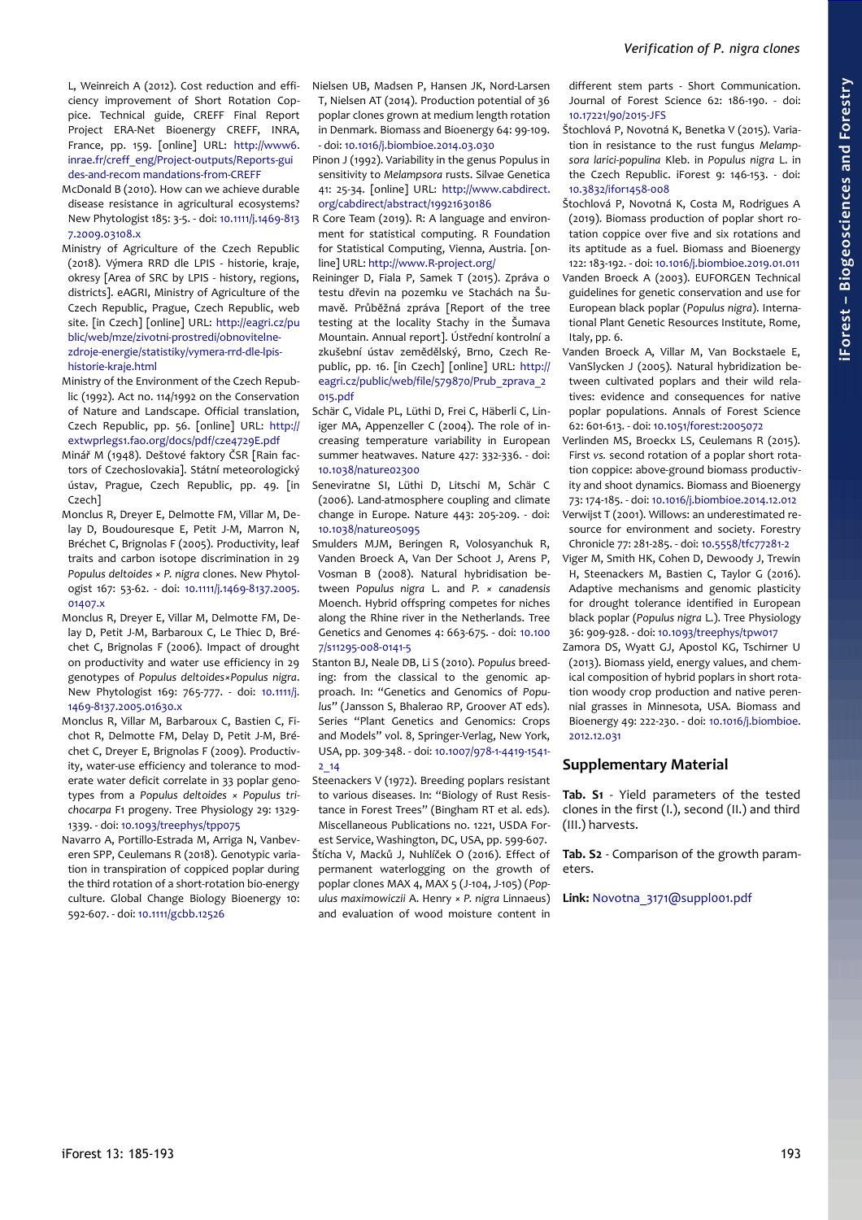L, Weinreich A (2012). Cost reduction and efficiency improvement of Short Rotation Coppice. Technical guide, CREFF Final Report Project ERA-Net Bioenergy CREFF, INRA, France, pp. 159. [online] URL: http://www6.inrae.fr/creff_eng/Project-outputs/Reports-guides-and-recom mandations-from-CREFF

McDonald B (2010). How can we achieve durable disease resistance in agricultural ecosystems? New Phytologist 185: 3-5. - doi: 10.1111/j.1469-8137.2009.03108.x

Ministry of Agriculture of the Czech Republic (2018). Výmera RRD dle LPIS - historie, kraje, okresy [Area of SRC by LPIS - history, regions, districts]. eAGRI, Ministry of Agriculture of the Czech Republic, Prague, Czech Republic, web site. [in Czech] [online] URL: http://eagri.cz/public/web/mze/zivotni-prostredi/obnovitelne-zdroje-energie/statistiky/vymera-rrd-dle-lpis-historie-kraje.html

Ministry of the Environment of the Czech Republic (1992). Act no. 114/1992 on the Conservation of Nature and Landscape. Official translation, Czech Republic, pp. 56. [online] URL: http://extwprlegs1.fao.org/docs/pdf/cze4729E.pdf

Minář M (1948). Deštové faktory ČSR [Rain factors of Czechoslovakia]. Státní meteorologický ústav, Prague, Czech Republic, pp. 49. [in Czech]

Monclus R, Dreyer E, Delmotte FM, Villar M, Delay D, Boudouresque E, Petit J-M, Marron N, Bréchet C, Brignolas F (2005). Productivity, leaf traits and carbon isotope discrimination in 29 *Populus deltoides × P. nigra* clones. New Phytologist 167: 53-62. - doi: 10.1111/j.1469-8137.2005.01407.x

Monclus R, Dreyer E, Villar M, Delmotte FM, Delay D, Petit J-M, Barbaroux C, Le Thiec D, Bréchet C, Brignolas F (2006). Impact of drought on productivity and water use efficiency in 29 genotypes of *Populus deltoides×Populus nigra*. New Phytologist 169: 765-777. - doi: 10.1111/j.1469-8137.2005.01630.x

Monclus R, Villar M, Barbaroux C, Bastien C, Fichot R, Delmotte FM, Delay D, Petit J-M, Bréchet C, Dreyer E, Brignolas F (2009). Productivity, water-use efficiency and tolerance to moderate water deficit correlate in 33 poplar genotypes from a *Populus deltoides × Populus trichocarpa* F1 progeny. Tree Physiology 29: 1329-1339. - doi: 10.1093/treephys/tpp075

Navarro A, Portillo-Estrada M, Arriga N, Vanbeveren SPP, Ceulemans R (2018). Genotypic variation in transpiration of coppiced poplar during the third rotation of a short-rotation bio-energy culture. Global Change Biology Bioenergy 10: 592-607. - doi: 10.1111/gcbb.12526

Nielsen UB, Madsen P, Hansen JK, Nord-Larsen T, Nielsen AT (2014). Production potential of 36 poplar clones grown at medium length rotation in Denmark. Biomass and Bioenergy 64: 99-109. - doi: 10.1016/j.biombioe.2014.03.030

Pinon J (1992). Variability in the genus Populus in sensitivity to *Melampsora* rusts. Silvae Genetica 41: 25-34. [online] URL: http://www.cabdirect.org/cabdirect/abstract/19921630186

R Core Team (2019). R: A language and environment for statistical computing. R Foundation for Statistical Computing, Vienna, Austria. [online] URL: http://www.R-project.org/

Reininger D, Fiala P, Samek T (2015). Zpráva o testu dřevin na pozemku ve Stachách na Šumavě. Průběžná zpráva [Report of the tree testing at the locality Stachy in the Šumava Mountain. Annual report]. Ústřední kontrolní a zkušební ústav zemědělský, Brno, Czech Republic, pp. 16. [in Czech] [online] URL: http://eagri.cz/public/web/file/579870/Prub_zprava_2015.pdf

Schär C, Vidale PL, Lüthi D, Frei C, Häberli C, Liniger MA, Appenzeller C (2004). The role of increasing temperature variability in European summer heatwaves. Nature 427: 332-336. - doi: 10.1038/nature02300

Seneviratne SI, Lüthi D, Litschi M, Schär C (2006). Land-atmosphere coupling and climate change in Europe. Nature 443: 205-209. - doi: 10.1038/nature05095

Smulders MJM, Beringen R, Volosyanchuk R, Vanden Broeck A, Van Der Schoot J, Arens P, Vosman B (2008). Natural hybridisation between *Populus nigra* L. and *P. × canadensis* Moench. Hybrid offspring competes for niches along the Rhine river in the Netherlands. Tree Genetics and Genomes 4: 663-675. - doi: 10.1007/s11295-008-0141-5

Stanton BJ, Neale DB, Li S (2010). *Populus* breeding: from the classical to the genomic approach. In: "Genetics and Genomics of *Populus*" (Jansson S, Bhalerao RP, Groover AT eds). Series "Plant Genetics and Genomics: Crops and Models" vol. 8, Springer-Verlag, New York, USA, pp. 309-348. - doi: 10.1007/978-1-4419-1541-2_14

Steenackers V (1972). Breeding poplars resistant to various diseases. In: "Biology of Rust Resistance in Forest Trees" (Bingham RT et al. eds). Miscellaneous Publications no. 1221, USDA Forest Service, Washington, DC, USA, pp. 599-607.

Štícha V, Macků J, Nuhlíček O (2016). Effect of permanent waterlogging on the growth of poplar clones MAX 4, MAX 5 (J-104, J-105) (*Populus maximowiczii* A. Henry × *P. nigra* Linnaeus) and evaluation of wood moisture content in different stem parts - Short Communication. Journal of Forest Science 62: 186-190. - doi: 10.17221/90/2015-JFS

Štochlová P, Novotná K, Benetka V (2015). Variation in resistance to the rust fungus *Melampsora larici-populina* Kleb. in *Populus nigra* L. in the Czech Republic. iForest 9: 146-153. - doi: 10.3832/ifor1458-008

Štochlová P, Novotná K, Costa M, Rodrigues A (2019). Biomass production of poplar short rotation coppice over five and six rotations and its aptitude as a fuel. Biomass and Bioenergy 122: 183-192. - doi: 10.1016/j.biombioe.2019.01.011

Vanden Broeck A (2003). EUFORGEN Technical guidelines for genetic conservation and use for European black poplar (*Populus nigra*). International Plant Genetic Resources Institute, Rome, Italy, pp. 6.

Vanden Broeck A, Villar M, Van Bockstaele E, VanSlycken J (2005). Natural hybridization between cultivated poplars and their wild relatives: evidence and consequences for native poplar populations. Annals of Forest Science 62: 601-613. - doi: 10.1051/forest:2005072

Verlinden MS, Broeckx LS, Ceulemans R (2015). First *vs.* second rotation of a poplar short rotation coppice: above-ground biomass productivity and shoot dynamics. Biomass and Bioenergy 73: 174-185. - doi: 10.1016/j.biombioe.2014.12.012

Verwijst T (2001). Willows: an underestimated resource for environment and society. Forestry Chronicle 77: 281-285. - doi: 10.5558/tfc77281-2

Viger M, Smith HK, Cohen D, Dewoody J, Trewin H, Steenackers M, Bastien C, Taylor G (2016). Adaptive mechanisms and genomic plasticity for drought tolerance identified in European black poplar (*Populus nigra* L.). Tree Physiology 36: 909-928. - doi: 10.1093/treephys/tpw017

Zamora DS, Wyatt GJ, Apostol KG, Tschirner U (2013). Biomass yield, energy values, and chemical composition of hybrid poplars in short rotation woody crop production and native perennial grasses in Minnesota, USA. Biomass and Bioenergy 49: 222-230. - doi: 10.1016/j.biombioe.2012.12.031

## Supplementary Material

**Tab. S1** - Yield parameters of the tested clones in the first (I.), second (II.) and third (III.) harvests.

**Tab. S2** - Comparison of the growth parameters.

**Link:** Novotna_3171@suppl001.pdf